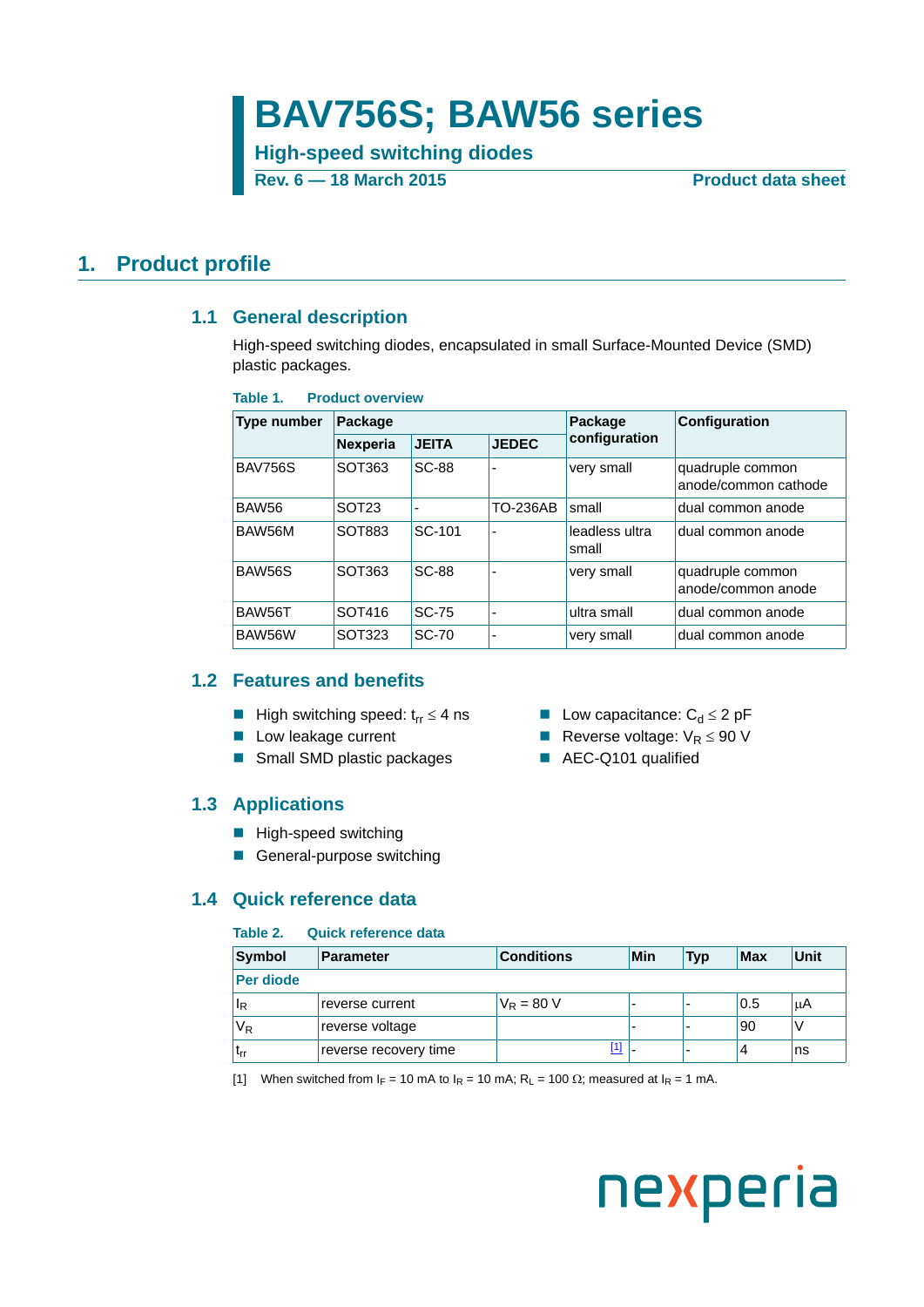# BAV756S; BAW56 series

**High-speed switching diodes**

**Rev. 6 — 18 March 2015** **Product data sheet**

## 1. Product profile

### 1.1 General description

High-speed switching diodes, encapsulated in small Surface-Mounted Device (SMD) plastic packages.

**Table 1. Product overview**

| Type number | Package | | | Package configuration | Configuration |
|---|---|---|---|---|---|
| | Nexperia | JEITA | JEDEC | | |
| BAV756S | SOT363 | SC-88 | - | very small | quadruple common anode/common cathode |
| BAW56 | SOT23 | - | TO-236AB | small | dual common anode |
| BAW56M | SOT883 | SC-101 | - | leadless ultra small | dual common anode |
| BAW56S | SOT363 | SC-88 | - | very small | quadruple common anode/common anode |
| BAW56T | SOT416 | SC-75 | - | ultra small | dual common anode |
| BAW56W | SOT323 | SC-70 | - | very small | dual common anode |

### 1.2 Features and benefits

- High switching speed: $t_{rr} \leq 4$ ns
- Low leakage current
- Small SMD plastic packages
- Low capacitance: $C_d \leq 2$ pF
- Reverse voltage: $V_R \leq 90$ V
- AEC-Q101 qualified

### 1.3 Applications

- High-speed switching
- General-purpose switching

### 1.4 Quick reference data

**Table 2. Quick reference data**

| Symbol | Parameter | Conditions | Min | Typ | Max | Unit |
|---|---|---|---|---|---|---|
| **Per diode** | | | | | | |
| $I_R$ | reverse current | $V_R = 80$ V | - | - | 0.5 | μA |
| $V_R$ | reverse voltage | | - | - | 90 | V |
| $t_{rr}$ | reverse recovery time | [1] | - | - | 4 | ns |

[1] When switched from $I_F = 10$ mA to $I_R = 10$ mA; $R_L = 100\ \Omega$; measured at $I_R = 1$ mA.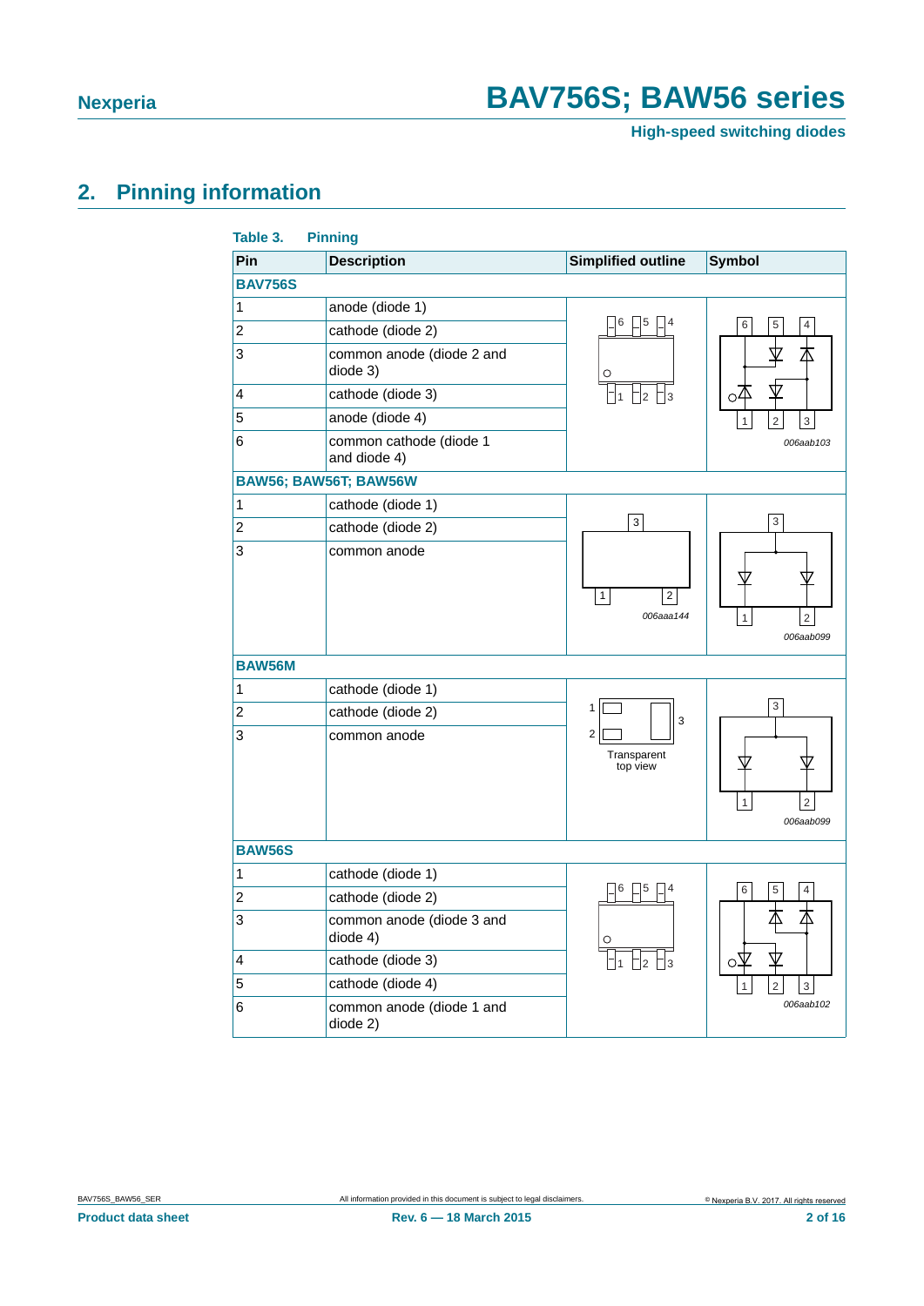## 2. Pinning information

**Table 3. Pinning**

| Pin | Description | Simplified outline | Symbol |
|---|---|---|---|
| **BAV756S** | | | |
| 1 | anode (diode 1) | | 006aab103 |
| 2 | cathode (diode 2) | | |
| 3 | common anode (diode 2 and diode 3) | | |
| 4 | cathode (diode 3) | | |
| 5 | anode (diode 4) | | |
| 6 | common cathode (diode 1 and diode 4) | | |
| **BAW56; BAW56T; BAW56W** | | | |
| 1 | cathode (diode 1) | 006aaa144 | 006aab099 |
| 2 | cathode (diode 2) | | |
| 3 | common anode | | |
| **BAW56M** | | | |
| 1 | cathode (diode 1) | Transparent top view | 006aab099 |
| 2 | cathode (diode 2) | | |
| 3 | common anode | | |
| **BAW56S** | | | |
| 1 | cathode (diode 1) | | 006aab102 |
| 2 | cathode (diode 2) | | |
| 3 | common anode (diode 3 and diode 4) | | |
| 4 | cathode (diode 3) | | |
| 5 | cathode (diode 4) | | |
| 6 | common anode (diode 1 and diode 2) | | |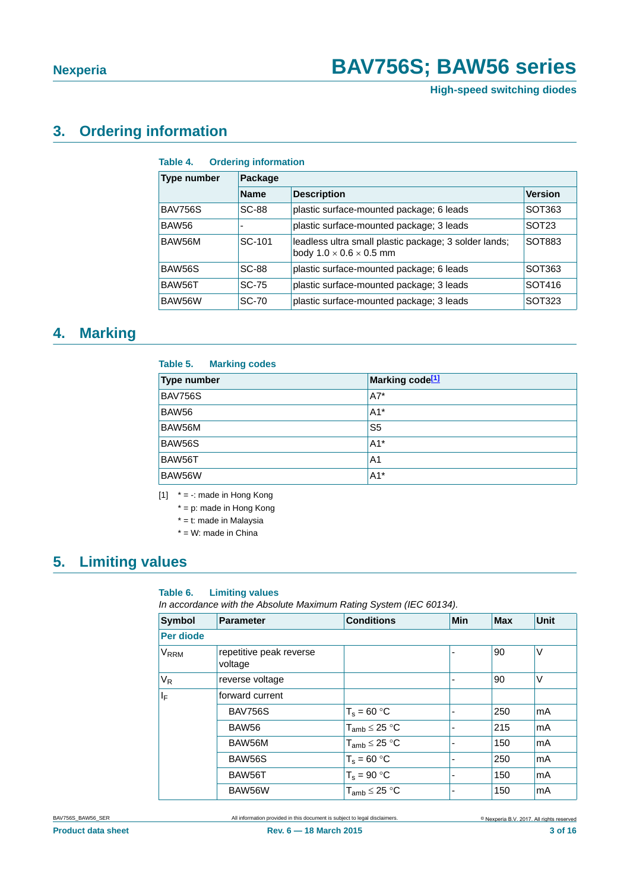## 3. Ordering information

**Table 4. Ordering information**

| Type number | Package | | |
|---|---|---|---|
| | Name | Description | Version |
| BAV756S | SC-88 | plastic surface-mounted package; 6 leads | SOT363 |
| BAW56 | - | plastic surface-mounted package; 3 leads | SOT23 |
| BAW56M | SC-101 | leadless ultra small plastic package; 3 solder lands; body 1.0 × 0.6 × 0.5 mm | SOT883 |
| BAW56S | SC-88 | plastic surface-mounted package; 6 leads | SOT363 |
| BAW56T | SC-75 | plastic surface-mounted package; 3 leads | SOT416 |
| BAW56W | SC-70 | plastic surface-mounted package; 3 leads | SOT323 |

## 4. Marking

**Table 5. Marking codes**

| Type number | Marking code[1] |
|---|---|
| BAV756S | A7* |
| BAW56 | A1* |
| BAW56M | S5 |
| BAW56S | A1* |
| BAW56T | A1 |
| BAW56W | A1* |

[1] * = -: made in Hong Kong

* = p: made in Hong Kong

* = t: made in Malaysia

* = W: made in China

## 5. Limiting values

**Table 6. Limiting values**

*In accordance with the Absolute Maximum Rating System (IEC 60134).*

| Symbol | Parameter | Conditions | Min | Max | Unit |
|---|---|---|---|---|---|
| **Per diode** | | | | | |
| $V_{RRM}$ | repetitive peak reverse voltage | | - | 90 | V |
| $V_R$ | reverse voltage | | - | 90 | V |
| $I_F$ | forward current | | | | |
| | BAV756S | $T_s = 60$ °C | - | 250 | mA |
| | BAW56 | $T_{amb} \leq 25$ °C | - | 215 | mA |
| | BAW56M | $T_{amb} \leq 25$ °C | - | 150 | mA |
| | BAW56S | $T_s = 60$ °C | - | 250 | mA |
| | BAW56T | $T_s = 90$ °C | - | 150 | mA |
| | BAW56W | $T_{amb} \leq 25$ °C | - | 150 | mA |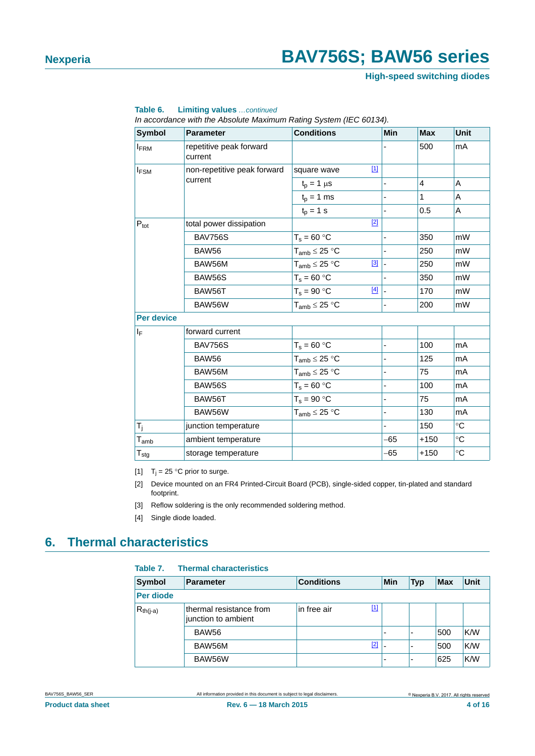**Table 6. Limiting values** *...continued*

*In accordance with the Absolute Maximum Rating System (IEC 60134).*

| Symbol | Parameter | Conditions | Min | Max | Unit |
|---|---|---|---|---|---|
| $I_{FRM}$ | repetitive peak forward current | | - | 500 | mA |
| $I_{FSM}$ | non-repetitive peak forward current | square wave [1] | | | |
| | | $t_p$ = 1 μs | - | 4 | A |
| | | $t_p$ = 1 ms | - | 1 | A |
| | | $t_p$ = 1 s | - | 0.5 | A |
| $P_{tot}$ | total power dissipation | [2] | | | |
| | BAV756S | $T_s$ = 60 °C | - | 350 | mW |
| | BAW56 | $T_{amb}$ ≤ 25 °C | - | 250 | mW |
| | BAW56M | $T_{amb}$ ≤ 25 °C [3] | - | 250 | mW |
| | BAW56S | $T_s$ = 60 °C | - | 350 | mW |
| | BAW56T | $T_s$ = 90 °C [4] | - | 170 | mW |
| | BAW56W | $T_{amb}$ ≤ 25 °C | - | 200 | mW |
| **Per device** | | | | | |
| $I_F$ | forward current | | | | |
| | BAV756S | $T_s$ = 60 °C | - | 100 | mA |
| | BAW56 | $T_{amb}$ ≤ 25 °C | - | 125 | mA |
| | BAW56M | $T_{amb}$ ≤ 25 °C | - | 75 | mA |
| | BAW56S | $T_s$ = 60 °C | - | 100 | mA |
| | BAW56T | $T_s$ = 90 °C | - | 75 | mA |
| | BAW56W | $T_{amb}$ ≤ 25 °C | - | 130 | mA |
| $T_j$ | junction temperature | | - | 150 | °C |
| $T_{amb}$ | ambient temperature | | −65 | +150 | °C |
| $T_{stg}$ | storage temperature | | −65 | +150 | °C |

[1] $T_j$ = 25 °C prior to surge.

[2] Device mounted on an FR4 Printed-Circuit Board (PCB), single-sided copper, tin-plated and standard footprint.

[3] Reflow soldering is the only recommended soldering method.

[4] Single diode loaded.

## 6. Thermal characteristics

**Table 7. Thermal characteristics**

| Symbol | Parameter | Conditions | Min | Typ | Max | Unit |
|---|---|---|---|---|---|---|
| **Per diode** | | | | | | |
| $R_{th(j-a)}$ | thermal resistance from junction to ambient | in free air [1] | | | | |
| | BAW56 | | - | - | 500 | K/W |
| | BAW56M | [2] | - | - | 500 | K/W |
| | BAW56W | | - | - | 625 | K/W |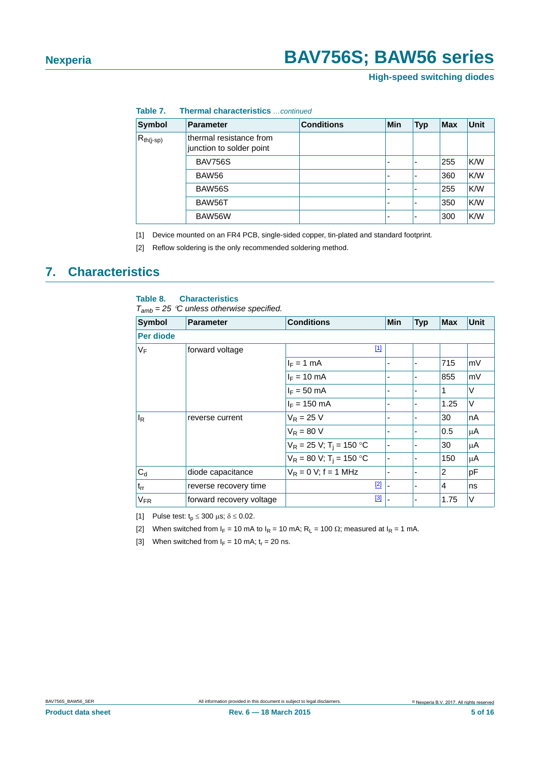**Table 7. Thermal characteristics** *...continued*

| Symbol | Parameter | Conditions | Min | Typ | Max | Unit |
|---|---|---|---|---|---|---|
| $R_{th(j-sp)}$ | thermal resistance from junction to solder point | | | | | |
| | BAV756S | | - | - | 255 | K/W |
| | BAW56 | | - | - | 360 | K/W |
| | BAW56S | | - | - | 255 | K/W |
| | BAW56T | | - | - | 350 | K/W |
| | BAW56W | | - | - | 300 | K/W |

[1] Device mounted on an FR4 PCB, single-sided copper, tin-plated and standard footprint.

[2] Reflow soldering is the only recommended soldering method.

## 7. Characteristics

**Table 8. Characteristics**

*$T_{amb}$ = 25 °C unless otherwise specified.*

| Symbol | Parameter | Conditions | Min | Typ | Max | Unit |
|---|---|---|---|---|---|---|
| **Per diode** | | | | | | |
| $V_F$ | forward voltage | [1] | | | | |
| | | $I_F$ = 1 mA | - | - | 715 | mV |
| | | $I_F$ = 10 mA | - | - | 855 | mV |
| | | $I_F$ = 50 mA | - | - | 1 | V |
| | | $I_F$ = 150 mA | - | - | 1.25 | V |
| $I_R$ | reverse current | $V_R$ = 25 V | - | - | 30 | nA |
| | | $V_R$ = 80 V | - | - | 0.5 | μA |
| | | $V_R$ = 25 V; $T_j$ = 150 °C | - | - | 30 | μA |
| | | $V_R$ = 80 V; $T_j$ = 150 °C | - | - | 150 | μA |
| $C_d$ | diode capacitance | $V_R$ = 0 V; f = 1 MHz | - | - | 2 | pF |
| $t_{rr}$ | reverse recovery time | [2] | - | - | 4 | ns |
| $V_{FR}$ | forward recovery voltage | [3] | - | - | 1.75 | V |

[1] Pulse test: $t_p \leq 300$ μs; $\delta \leq 0.02$.

[2] When switched from $I_F$ = 10 mA to $I_R$ = 10 mA; $R_L$ = 100 Ω; measured at $I_R$ = 1 mA.

[3] When switched from $I_F$ = 10 mA; $t_r$ = 20 ns.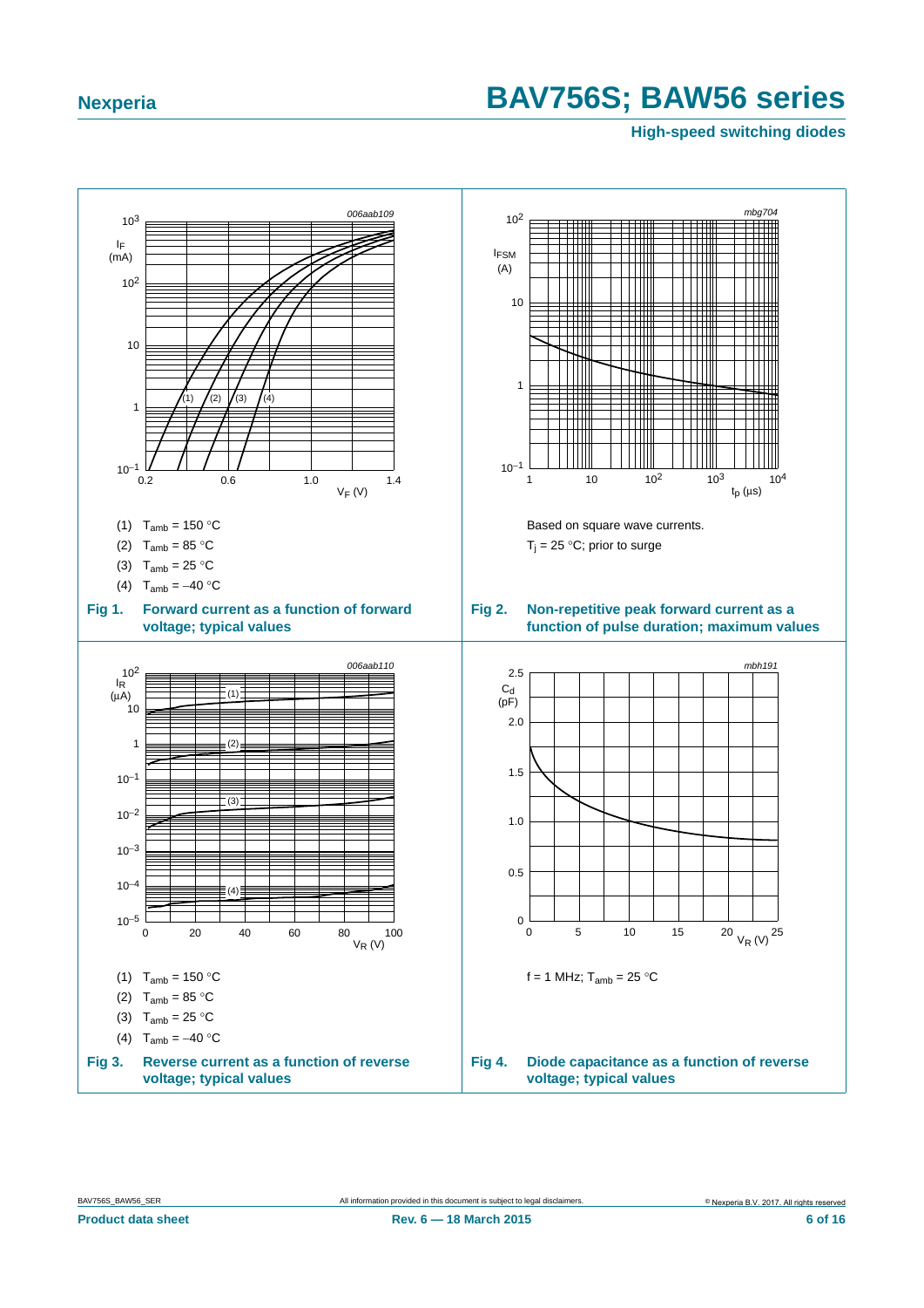(1) $T_{amb}$ = 150 °C

(2) $T_{amb}$ = 85 °C

(3) $T_{amb}$ = 25 °C

(4) $T_{amb}$ = −40 °C

**Fig 1. Forward current as a function of forward voltage; typical values**

Based on square wave currents.

$T_j$ = 25 °C; prior to surge

**Fig 2. Non-repetitive peak forward current as a function of pulse duration; maximum values**

(1) $T_{amb}$ = 150 °C

(2) $T_{amb}$ = 85 °C

(3) $T_{amb}$ = 25 °C

(4) $T_{amb}$ = −40 °C

**Fig 3. Reverse current as a function of reverse voltage; typical values**

f = 1 MHz; $T_{amb}$ = 25 °C

**Fig 4. Diode capacitance as a function of reverse voltage; typical values**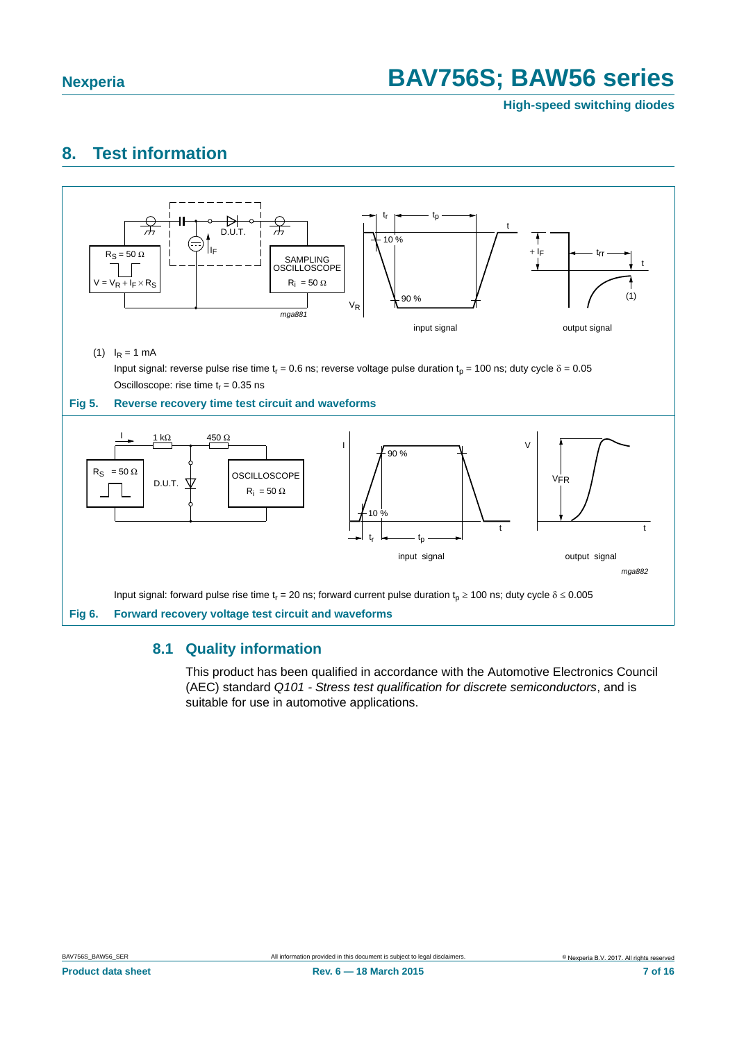## 8. Test information

(1) $I_R = 1$ mA

Input signal: reverse pulse rise time $t_r = 0.6$ ns; reverse voltage pulse duration $t_p = 100$ ns; duty cycle $\delta = 0.05$

Oscilloscope: rise time $t_r = 0.35$ ns

**Fig 5. Reverse recovery time test circuit and waveforms**

Input signal: forward pulse rise time $t_r = 20$ ns; forward current pulse duration $t_p \geq 100$ ns; duty cycle $\delta \leq 0.005$

**Fig 6. Forward recovery voltage test circuit and waveforms**

### 8.1 Quality information

This product has been qualified in accordance with the Automotive Electronics Council (AEC) standard *Q101 - Stress test qualification for discrete semiconductors*, and is suitable for use in automotive applications.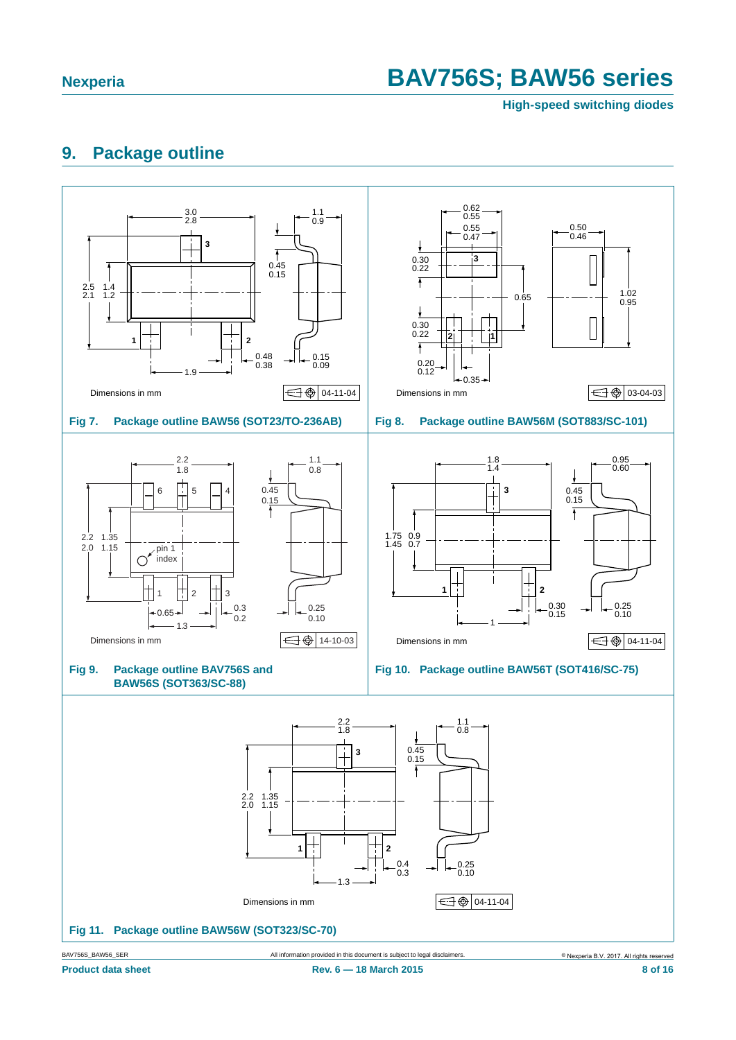## 9. Package outline

Dimensions in mm

04-11-04

**Fig 7. Package outline BAW56 (SOT23/TO-236AB)**

Dimensions in mm

03-04-03

**Fig 8. Package outline BAW56M (SOT883/SC-101)**

Dimensions in mm

14-10-03

**Fig 9. Package outline BAV756S and BAW56S (SOT363/SC-88)**

Dimensions in mm

04-11-04

**Fig 10. Package outline BAW56T (SOT416/SC-75)**

Dimensions in mm

04-11-04

**Fig 11. Package outline BAW56W (SOT323/SC-70)**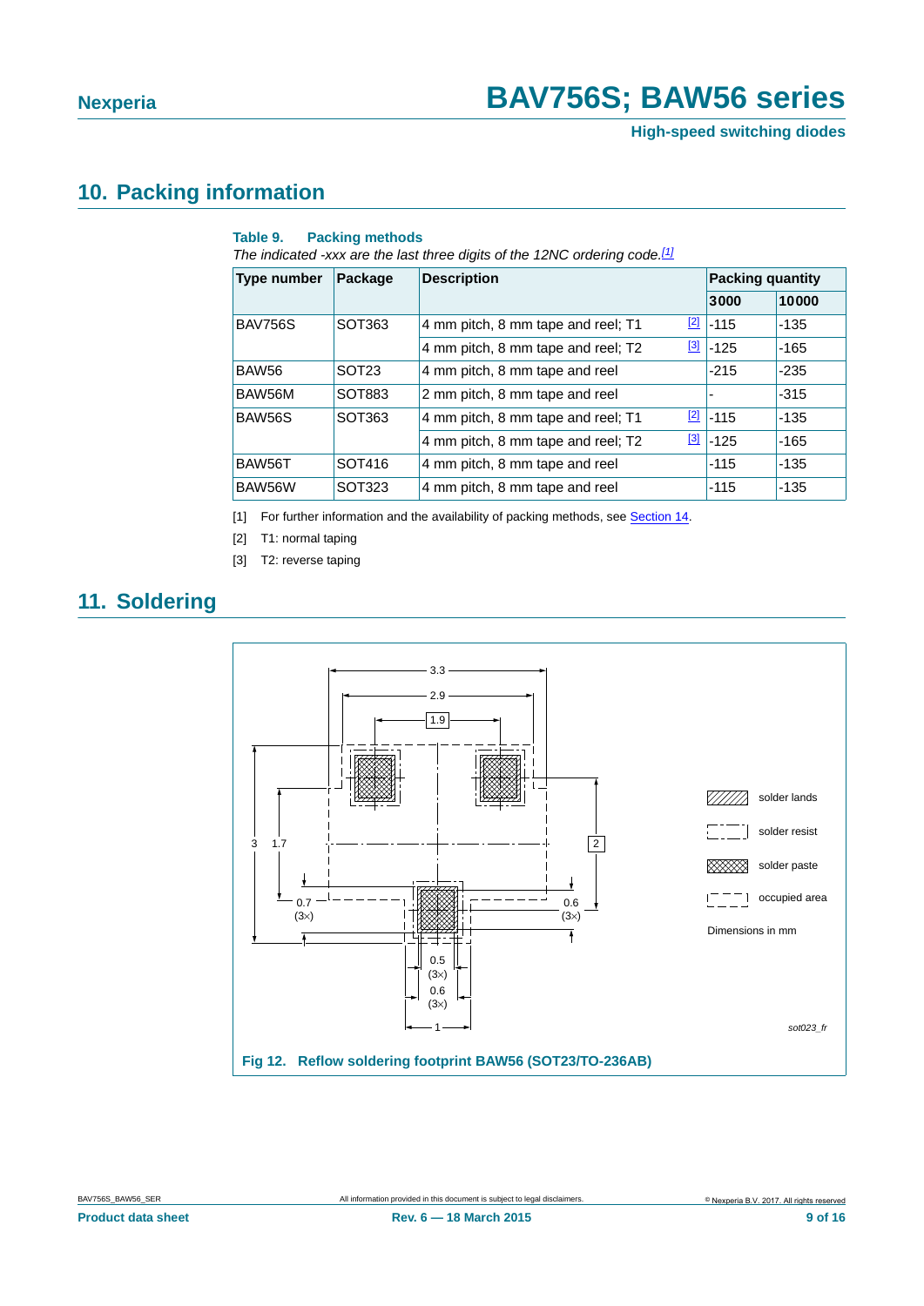## 10. Packing information

**Table 9. Packing methods**

*The indicated -xxx are the last three digits of the 12NC ordering code.*[1]

| Type number | Package | Description | Packing quantity | |
|---|---|---|---|---|
| | | | 3000 | 10000 |
| BAV756S | SOT363 | 4 mm pitch, 8 mm tape and reel; T1 [2] | -115 | -135 |
| | | 4 mm pitch, 8 mm tape and reel; T2 [3] | -125 | -165 |
| BAW56 | SOT23 | 4 mm pitch, 8 mm tape and reel | -215 | -235 |
| BAW56M | SOT883 | 2 mm pitch, 8 mm tape and reel | - | -315 |
| BAW56S | SOT363 | 4 mm pitch, 8 mm tape and reel; T1 [2] | -115 | -135 |
| | | 4 mm pitch, 8 mm tape and reel; T2 [3] | -125 | -165 |
| BAW56T | SOT416 | 4 mm pitch, 8 mm tape and reel | -115 | -135 |
| BAW56W | SOT323 | 4 mm pitch, 8 mm tape and reel | -115 | -135 |

[1] For further information and the availability of packing methods, see Section 14.

[2] T1: normal taping

[3] T2: reverse taping

## 11. Soldering

Fig 12. Reflow soldering footprint BAW56 (SOT23/TO-236AB)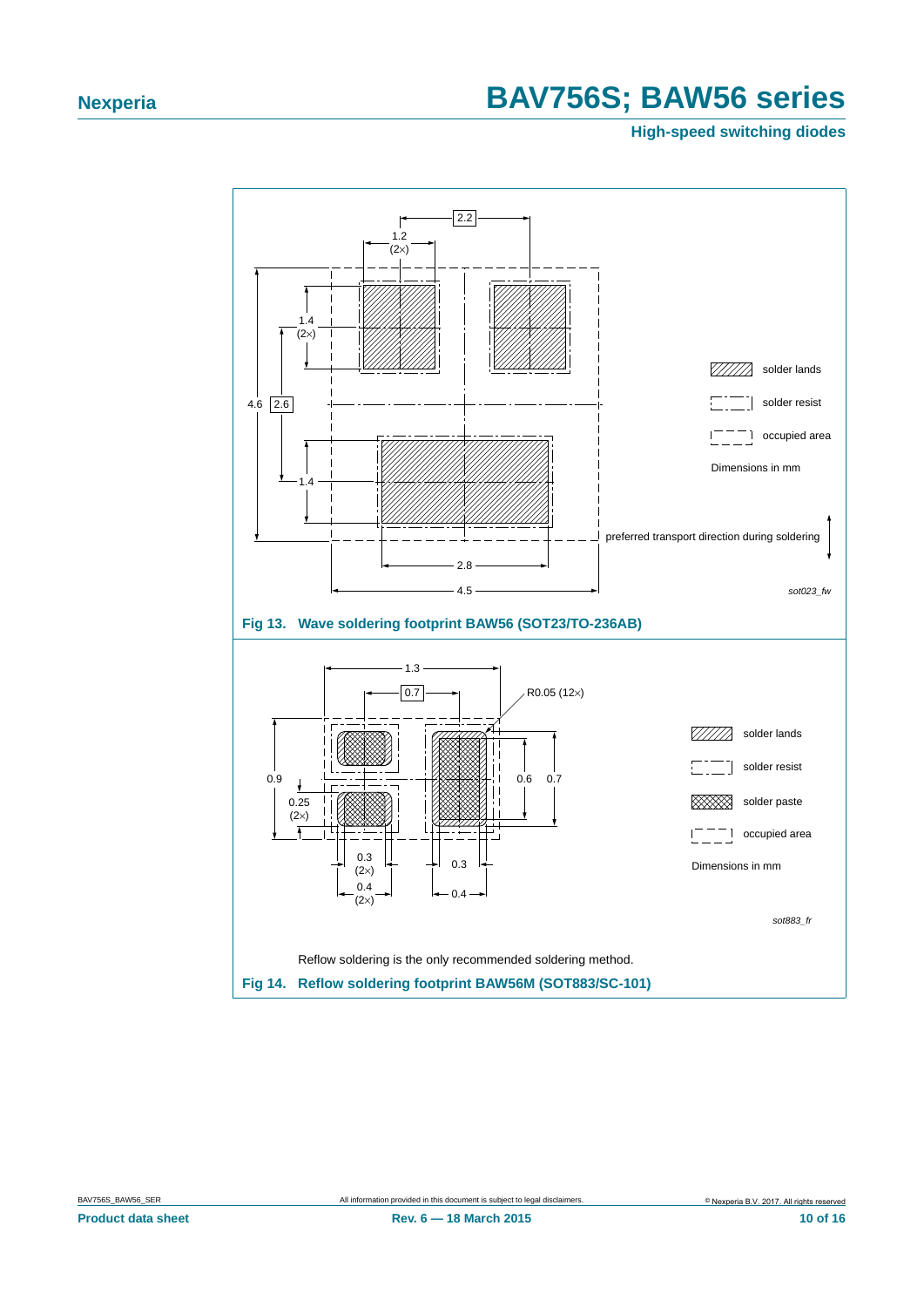Fig 13. Wave soldering footprint BAW56 (SOT23/TO-236AB)

Reflow soldering is the only recommended soldering method.

Fig 14. Reflow soldering footprint BAW56M (SOT883/SC-101)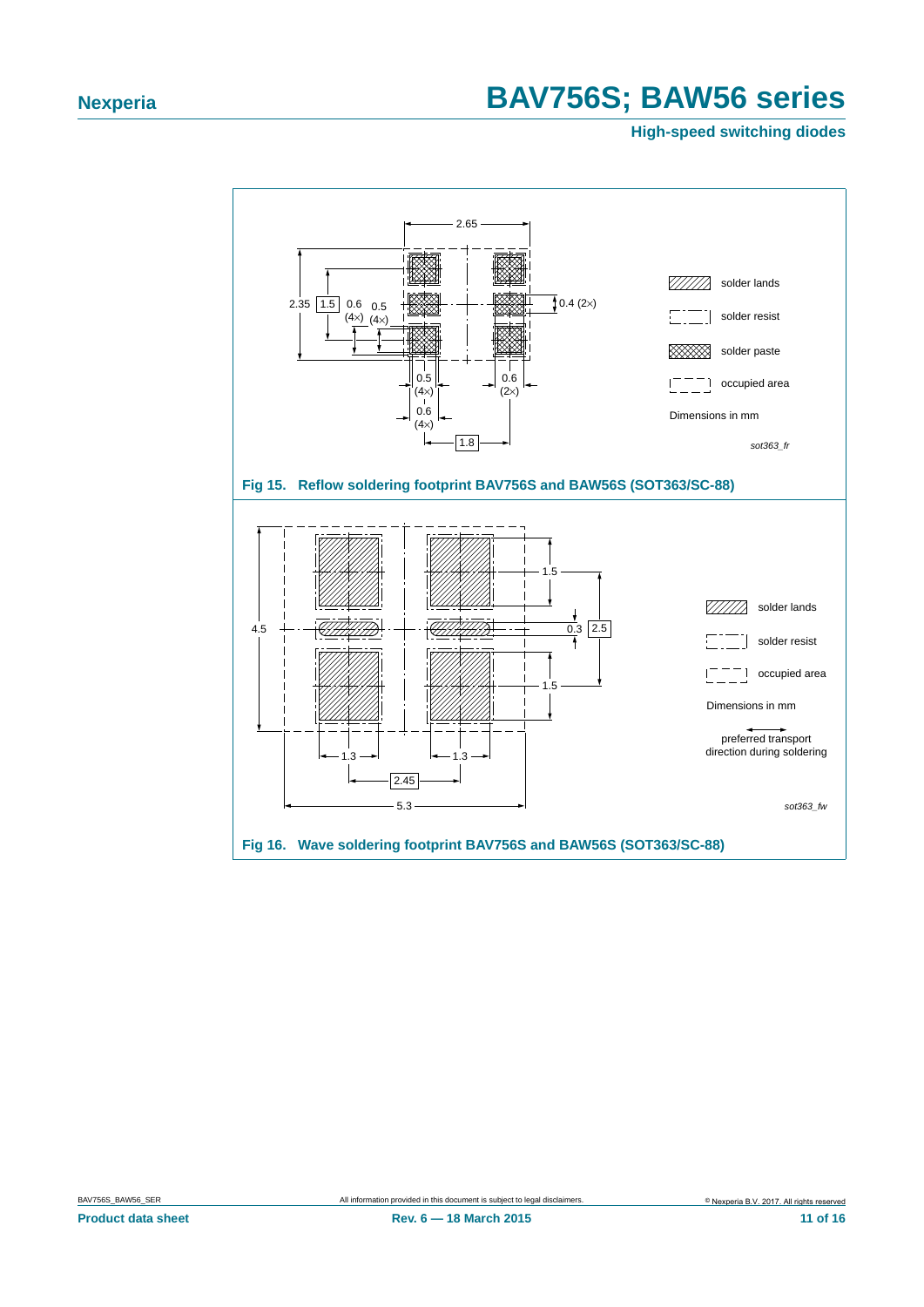Fig 15. Reflow soldering footprint BAV756S and BAW56S (SOT363/SC-88)

Fig 16. Wave soldering footprint BAV756S and BAW56S (SOT363/SC-88)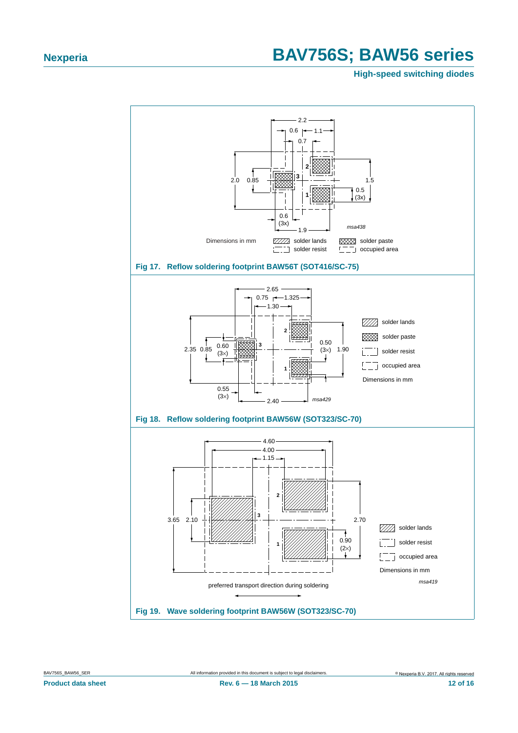Dimensions in mm

solder lands — solder paste — solder resist — occupied area

msa438

**Fig 17. Reflow soldering footprint BAW56T (SOT416/SC-75)**

solder lands — solder paste — solder resist — occupied area

Dimensions in mm

msa429

**Fig 18. Reflow soldering footprint BAW56W (SOT323/SC-70)**

solder lands — solder resist — occupied area

Dimensions in mm

msa419

preferred transport direction during soldering

**Fig 19. Wave soldering footprint BAW56W (SOT323/SC-70)**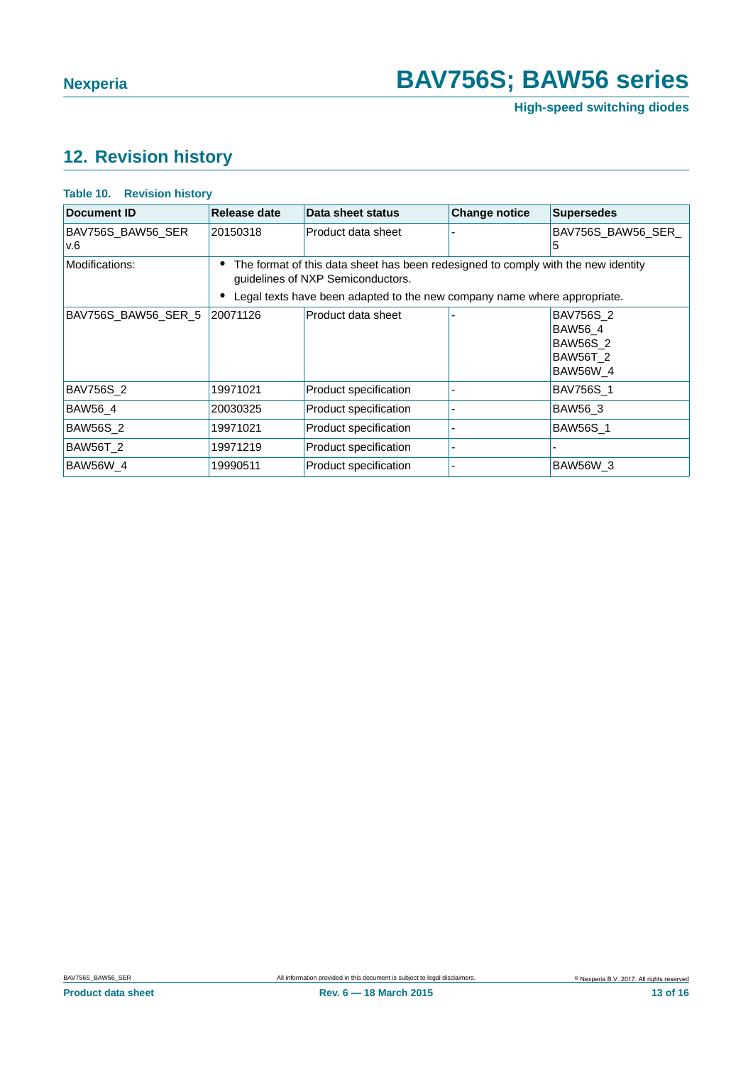## 12. Revision history

**Table 10. Revision history**

| Document ID | Release date | Data sheet status | Change notice | Supersedes |
|---|---|---|---|---|
| BAV756S_BAW56_SER v.6 | 20150318 | Product data sheet | - | BAV756S_BAW56_SER_5 |
| Modifications: | • The format of this data sheet has been redesigned to comply with the new identity guidelines of NXP Semiconductors. • Legal texts have been adapted to the new company name where appropriate. | | | |
| BAV756S_BAW56_SER_5 | 20071126 | Product data sheet | - | BAV756S_2 BAW56_4 BAW56S_2 BAW56T_2 BAW56W_4 |
| BAV756S_2 | 19971021 | Product specification | - | BAV756S_1 |
| BAW56_4 | 20030325 | Product specification | - | BAW56_3 |
| BAW56S_2 | 19971021 | Product specification | - | BAW56S_1 |
| BAW56T_2 | 19971219 | Product specification | - | - |
| BAW56W_4 | 19990511 | Product specification | - | BAW56W_3 |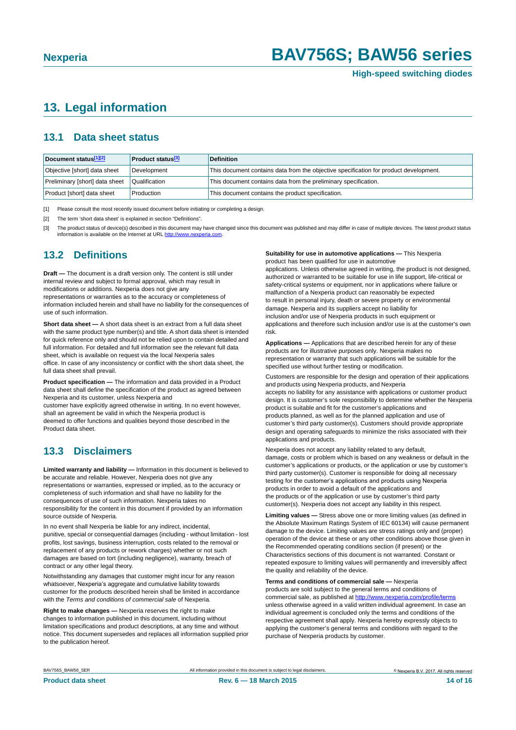# 13. Legal information

## 13.1 Data sheet status

| Document status[1][2] | Product status[3] | Definition |
|---|---|---|
| Objective [short] data sheet | Development | This document contains data from the objective specification for product development. |
| Preliminary [short] data sheet | Qualification | This document contains data from the preliminary specification. |
| Product [short] data sheet | Production | This document contains the product specification. |

[1] Please consult the most recently issued document before initiating or completing a design.

[2] The term 'short data sheet' is explained in section "Definitions".

[3] The product status of device(s) described in this document may have changed since this document was published and may differ in case of multiple devices. The latest product status information is available on the Internet at URL http://www.nexperia.com.

## 13.2 Definitions

**Draft —** The document is a draft version only. The content is still under internal review and subject to formal approval, which may result in modifications or additions. Nexperia does not give any representations or warranties as to the accuracy or completeness of information included herein and shall have no liability for the consequences of use of such information.

**Short data sheet —** A short data sheet is an extract from a full data sheet with the same product type number(s) and title. A short data sheet is intended for quick reference only and should not be relied upon to contain detailed and full information. For detailed and full information see the relevant full data sheet, which is available on request via the local Nexperia sales office. In case of any inconsistency or conflict with the short data sheet, the full data sheet shall prevail.

**Product specification —** The information and data provided in a Product data sheet shall define the specification of the product as agreed between Nexperia and its customer, unless Nexperia and customer have explicitly agreed otherwise in writing. In no event however, shall an agreement be valid in which the Nexperia product is deemed to offer functions and qualities beyond those described in the Product data sheet.

## 13.3 Disclaimers

**Limited warranty and liability —** Information in this document is believed to be accurate and reliable. However, Nexperia does not give any representations or warranties, expressed or implied, as to the accuracy or completeness of such information and shall have no liability for the consequences of use of such information. Nexperia takes no responsibility for the content in this document if provided by an information source outside of Nexperia.

In no event shall Nexperia be liable for any indirect, incidental, punitive, special or consequential damages (including - without limitation - lost profits, lost savings, business interruption, costs related to the removal or replacement of any products or rework charges) whether or not such damages are based on tort (including negligence), warranty, breach of contract or any other legal theory.

Notwithstanding any damages that customer might incur for any reason whatsoever, Nexperia's aggregate and cumulative liability towards customer for the products described herein shall be limited in accordance with the *Terms and conditions of commercial sale* of Nexperia.

**Right to make changes —** Nexperia reserves the right to make changes to information published in this document, including without limitation specifications and product descriptions, at any time and without notice. This document supersedes and replaces all information supplied prior to the publication hereof.

**Suitability for use in automotive applications —** This Nexperia product has been qualified for use in automotive applications. Unless otherwise agreed in writing, the product is not designed, authorized or warranted to be suitable for use in life support, life-critical or safety-critical systems or equipment, nor in applications where failure or malfunction of a Nexperia product can reasonably be expected to result in personal injury, death or severe property or environmental damage. Nexperia and its suppliers accept no liability for inclusion and/or use of Nexperia products in such equipment or applications and therefore such inclusion and/or use is at the customer's own risk.

**Applications —** Applications that are described herein for any of these products are for illustrative purposes only. Nexperia makes no representation or warranty that such applications will be suitable for the specified use without further testing or modification.

Customers are responsible for the design and operation of their applications and products using Nexperia products, and Nexperia accepts no liability for any assistance with applications or customer product design. It is customer's sole responsibility to determine whether the Nexperia product is suitable and fit for the customer's applications and products planned, as well as for the planned application and use of customer's third party customer(s). Customers should provide appropriate design and operating safeguards to minimize the risks associated with their applications and products.

Nexperia does not accept any liability related to any default, damage, costs or problem which is based on any weakness or default in the customer's applications or products, or the application or use by customer's third party customer(s). Customer is responsible for doing all necessary testing for the customer's applications and products using Nexperia products in order to avoid a default of the applications and the products or of the application or use by customer's third party customer(s). Nexperia does not accept any liability in this respect.

**Limiting values —** Stress above one or more limiting values (as defined in the Absolute Maximum Ratings System of IEC 60134) will cause permanent damage to the device. Limiting values are stress ratings only and (proper) operation of the device at these or any other conditions above those given in the Recommended operating conditions section (if present) or the Characteristics sections of this document is not warranted. Constant or repeated exposure to limiting values will permanently and irreversibly affect the quality and reliability of the device.

**Terms and conditions of commercial sale —** Nexperia products are sold subject to the general terms and conditions of commercial sale, as published at http://www.nexperia.com/profile/terms unless otherwise agreed in a valid written individual agreement. In case an individual agreement is concluded only the terms and conditions of the respective agreement shall apply. Nexperia hereby expressly objects to applying the customer's general terms and conditions with regard to the purchase of Nexperia products by customer.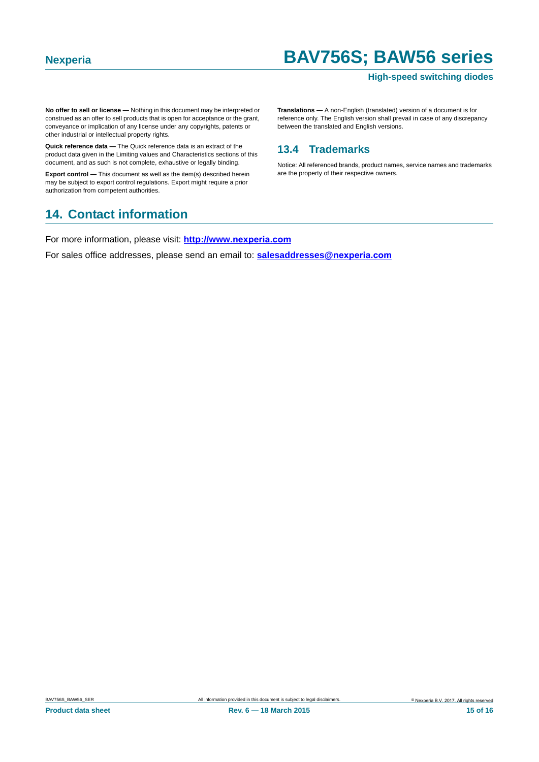**No offer to sell or license —** Nothing in this document may be interpreted or construed as an offer to sell products that is open for acceptance or the grant, conveyance or implication of any license under any copyrights, patents or other industrial or intellectual property rights.

**Quick reference data —** The Quick reference data is an extract of the product data given in the Limiting values and Characteristics sections of this document, and as such is not complete, exhaustive or legally binding.

**Export control —** This document as well as the item(s) described herein may be subject to export control regulations. Export might require a prior authorization from competent authorities.

**Translations —** A non-English (translated) version of a document is for reference only. The English version shall prevail in case of any discrepancy between the translated and English versions.

### 13.4 Trademarks

Notice: All referenced brands, product names, service names and trademarks are the property of their respective owners.

## 14. Contact information

For more information, please visit: **http://www.nexperia.com**

For sales office addresses, please send an email to: **salesaddresses@nexperia.com**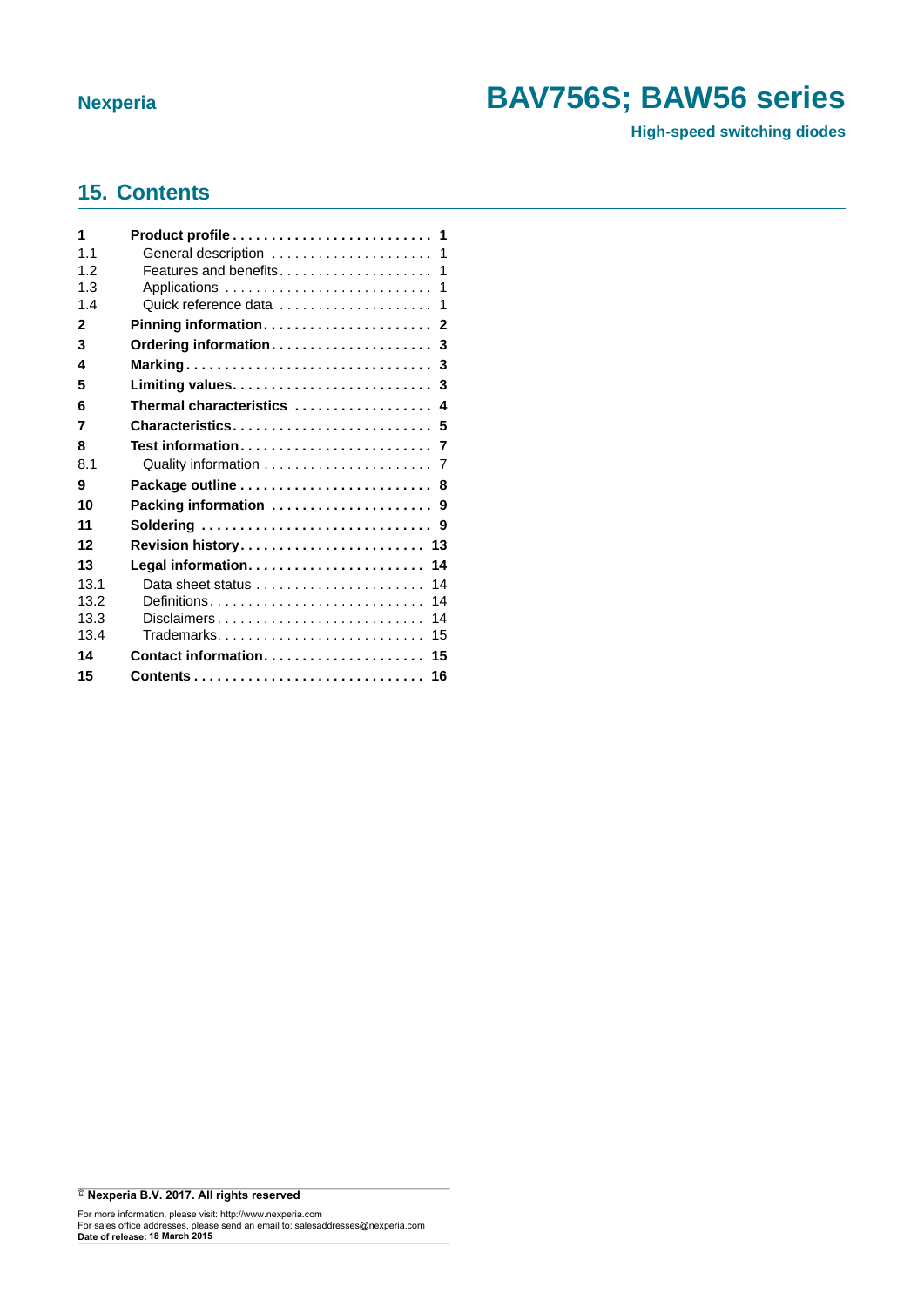## 15. Contents

| | | |
|---|---|---|
| **1** | **Product profile** | **1** |
| 1.1 | General description | 1 |
| 1.2 | Features and benefits | 1 |
| 1.3 | Applications | 1 |
| 1.4 | Quick reference data | 1 |
| **2** | **Pinning information** | **2** |
| **3** | **Ordering information** | **3** |
| **4** | **Marking** | **3** |
| **5** | **Limiting values** | **3** |
| **6** | **Thermal characteristics** | **4** |
| **7** | **Characteristics** | **5** |
| **8** | **Test information** | **7** |
| 8.1 | Quality information | 7 |
| **9** | **Package outline** | **8** |
| **10** | **Packing information** | **9** |
| **11** | **Soldering** | **9** |
| **12** | **Revision history** | **13** |
| **13** | **Legal information** | **14** |
| 13.1 | Data sheet status | 14 |
| 13.2 | Definitions | 14 |
| 13.3 | Disclaimers | 14 |
| 13.4 | Trademarks | 15 |
| **14** | **Contact information** | **15** |
| **15** | **Contents** | **16** |

**© Nexperia B.V. 2017. All rights reserved**

For more information, please visit: http://www.nexperia.com
For sales office addresses, please send an email to: salesaddresses@nexperia.com
**Date of release: 18 March 2015**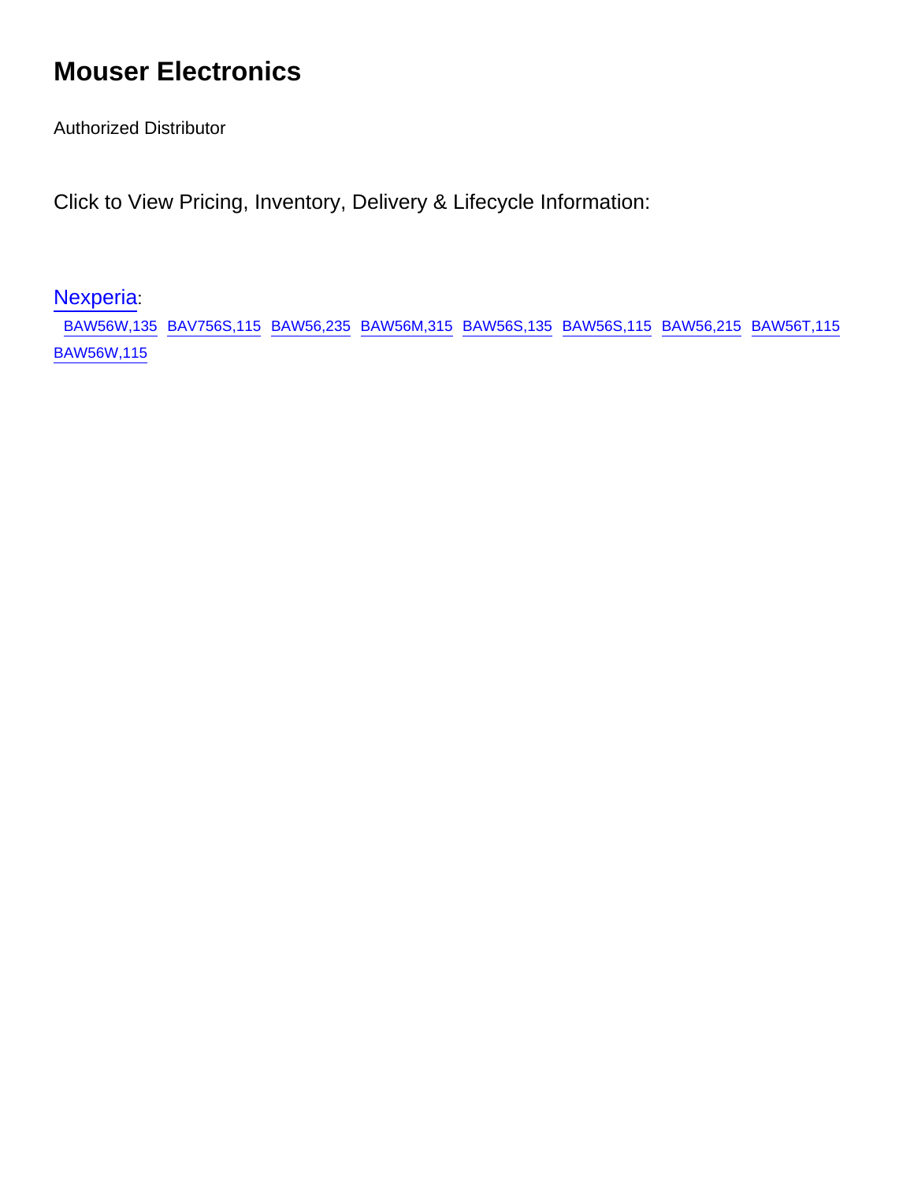# Mouser Electronics

Authorized Distributor

Click to View Pricing, Inventory, Delivery & Lifecycle Information:

Nexperia:

BAW56W,135 BAV756S,115 BAW56,235 BAW56M,315 BAW56S,135 BAW56S,115 BAW56,215 BAW56T,115 BAW56W,115